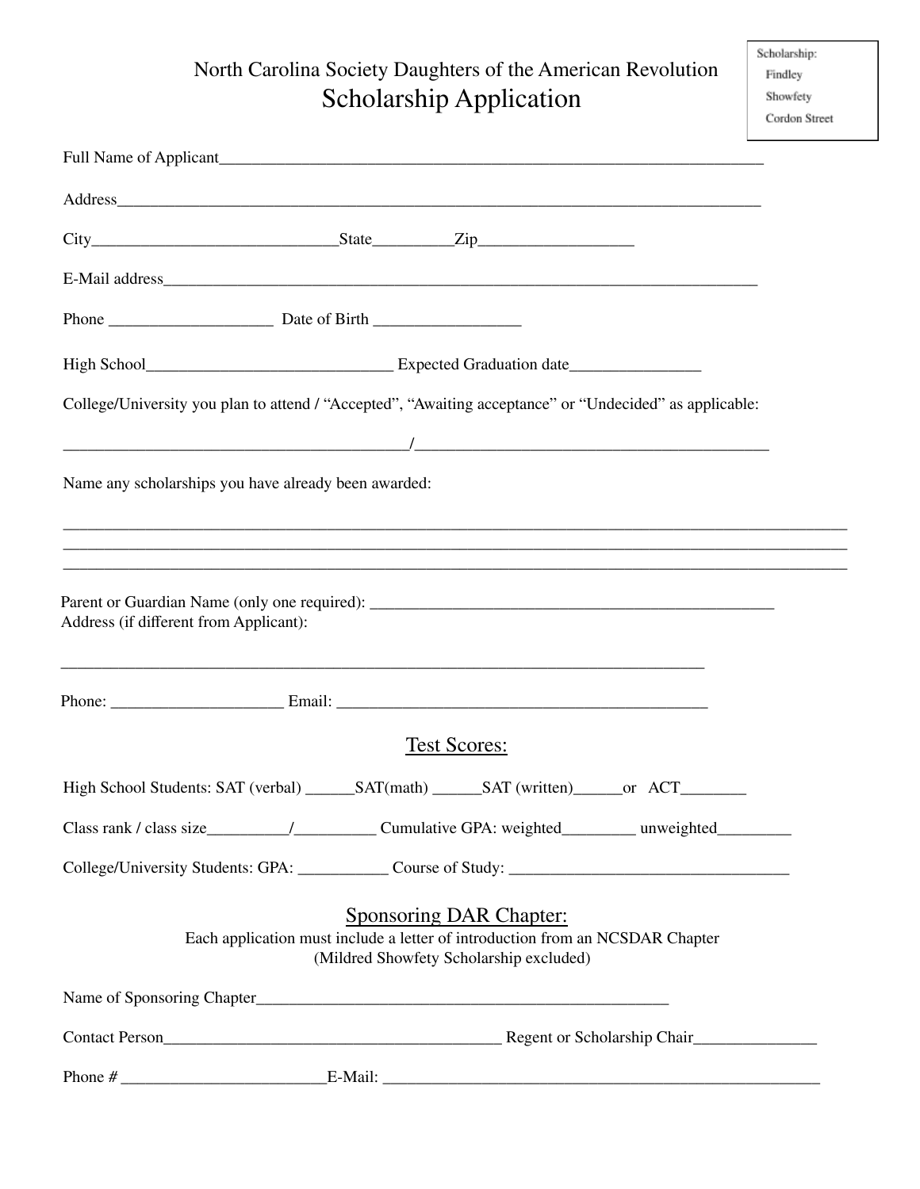Scholarship:
Findley
Showfety
Cordon Street

# North Carolina Society Daughters of the American Revolution

## Scholarship Application

Full Name of Applicant_____________________________________________________________________

Address___________________________________________________________________________________

City______________________________State__________Zip___________________

E-Mail address_____________________________________________________________________________

Phone ____________________ Date of Birth __________________

High School______________________________ Expected Graduation date________________

College/University you plan to attend / "Accepted", "Awaiting acceptance" or "Undecided" as applicable:

__________________________________________/____________________________________________

Name any scholarships you have already been awarded:

_____________________________________________________________________________________________________
_____________________________________________________________________________________________________
_____________________________________________________________________________________________________

Parent or Guardian Name (only one required): ___________________________________________________
Address (if different from Applicant):

_________________________________________________________________________________

Phone: _____________________ Email: _______________________________________________

### Test Scores:

High School Students: SAT (verbal) ______SAT(math) ______SAT (written)______or ACT________

Class rank / class size__________/__________ Cumulative GPA: weighted_________ unweighted_________

College/University Students: GPA: ___________ Course of Study: __________________________________

### Sponsoring DAR Chapter:

Each application must include a letter of introduction from an NCSDAR Chapter
(Mildred Showfety Scholarship excluded)

Name of Sponsoring Chapter____________________________________________________

Contact Person__________________________________________ Regent or Scholarship Chair_______________

Phone # _________________________E-Mail: _______________________________________________________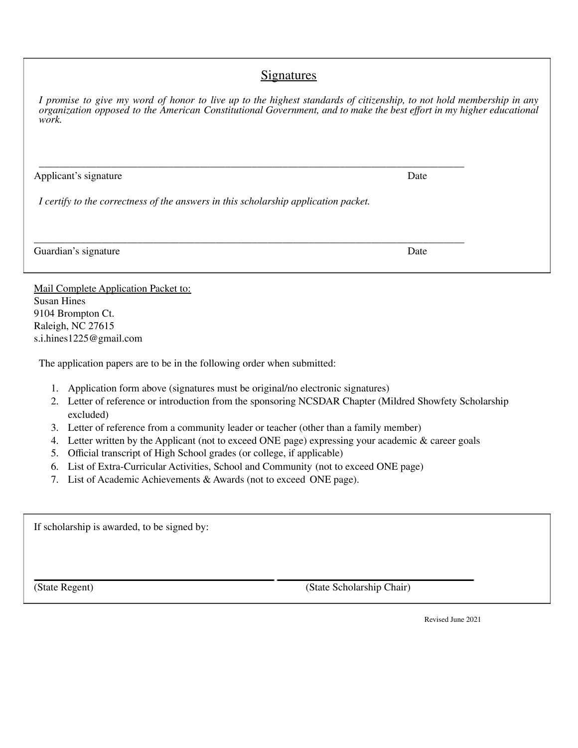## Signatures

*I promise to give my word of honor to live up to the highest standards of citizenship, to not hold membership in any organization opposed to the American Constitutional Government, and to make the best effort in my higher educational work.*

\_\_\_\_\_\_\_\_\_\_\_\_\_\_\_\_\_\_\_\_\_\_\_\_\_\_\_\_\_\_\_\_\_\_\_\_\_\_\_\_\_\_\_\_\_\_\_\_\_\_\_\_\_\_\_\_\_\_\_\_\_\_\_\_\_\_\_\_\_\_\_\_\_\_\_\_\_\_\_\_

Applicant's signature Date

*I certify to the correctness of the answers in this scholarship application packet.*

\_\_\_\_\_\_\_\_\_\_\_\_\_\_\_\_\_\_\_\_\_\_\_\_\_\_\_\_\_\_\_\_\_\_\_\_\_\_\_\_\_\_\_\_\_\_\_\_\_\_\_\_\_\_\_\_\_\_\_\_\_\_\_\_\_\_\_\_\_\_\_\_\_\_\_\_\_\_\_\_

Guardian's signature Date

Mail Complete Application Packet to:
Susan Hines
9104 Brompton Ct.
Raleigh, NC 27615
s.i.hines1225@gmail.com

The application papers are to be in the following order when submitted:

1. Application form above (signatures must be original/no electronic signatures)
2. Letter of reference or introduction from the sponsoring NCSDAR Chapter (Mildred Showfety Scholarship excluded)
3. Letter of reference from a community leader or teacher (other than a family member)
4. Letter written by the Applicant (not to exceed ONE page) expressing your academic & career goals
5. Official transcript of High School grades (or college, if applicable)
6. List of Extra-Curricular Activities, School and Community (not to exceed ONE page)
7. List of Academic Achievements & Awards (not to exceed ONE page).

If scholarship is awarded, to be signed by:

\_\_\_\_\_\_\_\_\_\_\_\_\_\_\_\_\_\_\_\_\_\_\_\_\_\_\_\_\_\_\_\_\_\_\_\_\_\_\_\_ \_\_\_\_\_\_\_\_\_\_\_\_\_\_\_\_\_\_\_\_\_\_\_\_\_\_\_\_\_\_\_\_\_\_\_\_

(State Regent) (State Scholarship Chair)

Revised June 2021